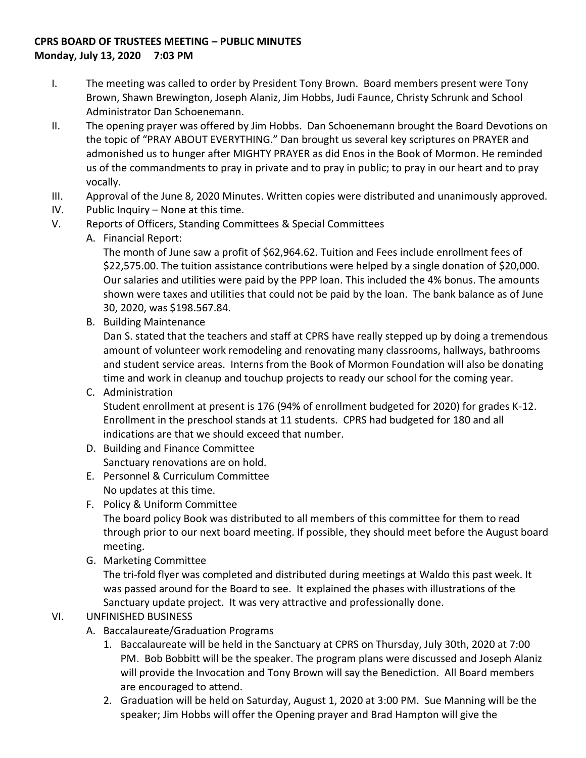**CPRS BOARD OF TRUSTEES MEETING – PUBLIC MINUTES**
**Monday, July 13, 2020 7:03 PM**

I. The meeting was called to order by President Tony Brown. Board members present were Tony Brown, Shawn Brewington, Joseph Alaniz, Jim Hobbs, Judi Faunce, Christy Schrunk and School Administrator Dan Schoenemann.

II. The opening prayer was offered by Jim Hobbs. Dan Schoenemann brought the Board Devotions on the topic of "PRAY ABOUT EVERYTHING." Dan brought us several key scriptures on PRAYER and admonished us to hunger after MIGHTY PRAYER as did Enos in the Book of Mormon. He reminded us of the commandments to pray in private and to pray in public; to pray in our heart and to pray vocally.

III. Approval of the June 8, 2020 Minutes. Written copies were distributed and unanimously approved.

IV. Public Inquiry – None at this time.

V. Reports of Officers, Standing Committees & Special Committees

A. Financial Report:
The month of June saw a profit of $62,964.62. Tuition and Fees include enrollment fees of $22,575.00. The tuition assistance contributions were helped by a single donation of $20,000. Our salaries and utilities were paid by the PPP loan. This included the 4% bonus. The amounts shown were taxes and utilities that could not be paid by the loan. The bank balance as of June 30, 2020, was $198.567.84.

B. Building Maintenance
Dan S. stated that the teachers and staff at CPRS have really stepped up by doing a tremendous amount of volunteer work remodeling and renovating many classrooms, hallways, bathrooms and student service areas. Interns from the Book of Mormon Foundation will also be donating time and work in cleanup and touchup projects to ready our school for the coming year.

C. Administration
Student enrollment at present is 176 (94% of enrollment budgeted for 2020) for grades K-12. Enrollment in the preschool stands at 11 students. CPRS had budgeted for 180 and all indications are that we should exceed that number.

D. Building and Finance Committee
Sanctuary renovations are on hold.

E. Personnel & Curriculum Committee
No updates at this time.

F. Policy & Uniform Committee
The board policy Book was distributed to all members of this committee for them to read through prior to our next board meeting. If possible, they should meet before the August board meeting.

G. Marketing Committee
The tri-fold flyer was completed and distributed during meetings at Waldo this past week. It was passed around for the Board to see. It explained the phases with illustrations of the Sanctuary update project. It was very attractive and professionally done.

VI. UNFINISHED BUSINESS

A. Baccalaureate/Graduation Programs

1. Baccalaureate will be held in the Sanctuary at CPRS on Thursday, July 30th, 2020 at 7:00 PM. Bob Bobbitt will be the speaker. The program plans were discussed and Joseph Alaniz will provide the Invocation and Tony Brown will say the Benediction. All Board members are encouraged to attend.
2. Graduation will be held on Saturday, August 1, 2020 at 3:00 PM. Sue Manning will be the speaker; Jim Hobbs will offer the Opening prayer and Brad Hampton will give the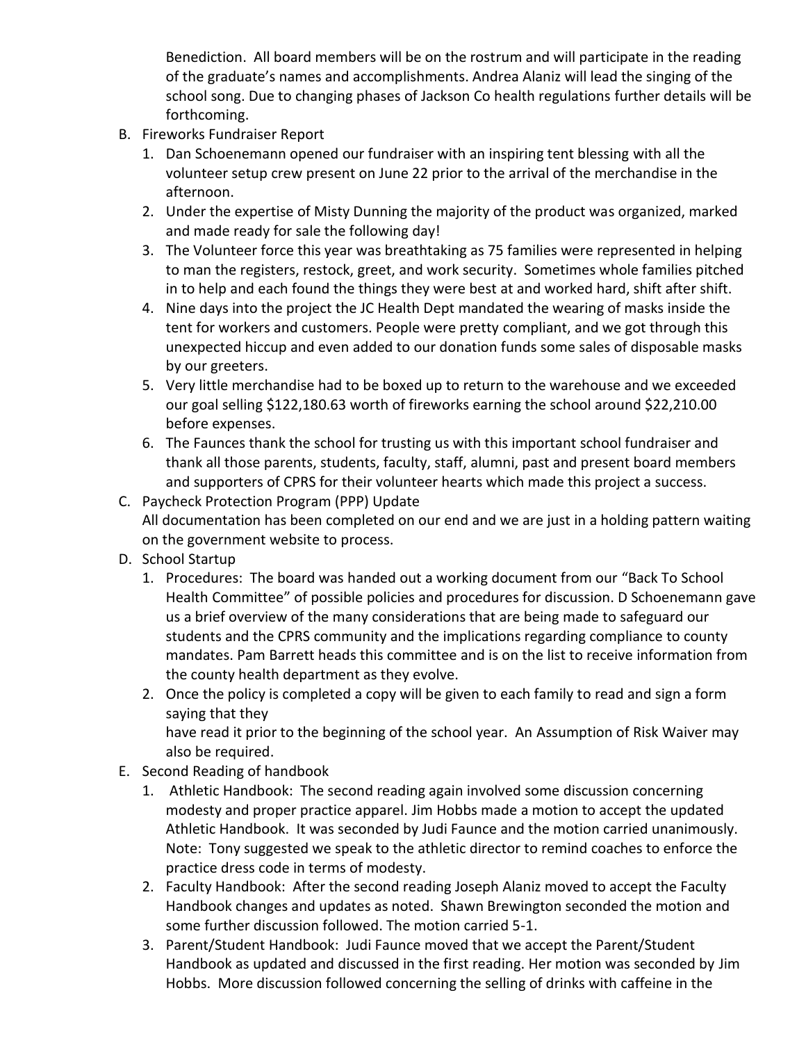Benediction. All board members will be on the rostrum and will participate in the reading of the graduate's names and accomplishments. Andrea Alaniz will lead the singing of the school song. Due to changing phases of Jackson Co health regulations further details will be forthcoming.

B. Fireworks Fundraiser Report
   1. Dan Schoenemann opened our fundraiser with an inspiring tent blessing with all the volunteer setup crew present on June 22 prior to the arrival of the merchandise in the afternoon.
   2. Under the expertise of Misty Dunning the majority of the product was organized, marked and made ready for sale the following day!
   3. The Volunteer force this year was breathtaking as 75 families were represented in helping to man the registers, restock, greet, and work security. Sometimes whole families pitched in to help and each found the things they were best at and worked hard, shift after shift.
   4. Nine days into the project the JC Health Dept mandated the wearing of masks inside the tent for workers and customers. People were pretty compliant, and we got through this unexpected hiccup and even added to our donation funds some sales of disposable masks by our greeters.
   5. Very little merchandise had to be boxed up to return to the warehouse and we exceeded our goal selling $122,180.63 worth of fireworks earning the school around $22,210.00 before expenses.
   6. The Faunces thank the school for trusting us with this important school fundraiser and thank all those parents, students, faculty, staff, alumni, past and present board members and supporters of CPRS for their volunteer hearts which made this project a success.

C. Paycheck Protection Program (PPP) Update
   All documentation has been completed on our end and we are just in a holding pattern waiting on the government website to process.

D. School Startup
   1. Procedures: The board was handed out a working document from our "Back To School Health Committee" of possible policies and procedures for discussion. D Schoenemann gave us a brief overview of the many considerations that are being made to safeguard our students and the CPRS community and the implications regarding compliance to county mandates. Pam Barrett heads this committee and is on the list to receive information from the county health department as they evolve.
   2. Once the policy is completed a copy will be given to each family to read and sign a form saying that they
      have read it prior to the beginning of the school year. An Assumption of Risk Waiver may also be required.

E. Second Reading of handbook
   1. Athletic Handbook: The second reading again involved some discussion concerning modesty and proper practice apparel. Jim Hobbs made a motion to accept the updated Athletic Handbook. It was seconded by Judi Faunce and the motion carried unanimously. Note: Tony suggested we speak to the athletic director to remind coaches to enforce the practice dress code in terms of modesty.
   2. Faculty Handbook: After the second reading Joseph Alaniz moved to accept the Faculty Handbook changes and updates as noted. Shawn Brewington seconded the motion and some further discussion followed. The motion carried 5-1.
   3. Parent/Student Handbook: Judi Faunce moved that we accept the Parent/Student Handbook as updated and discussed in the first reading. Her motion was seconded by Jim Hobbs. More discussion followed concerning the selling of drinks with caffeine in the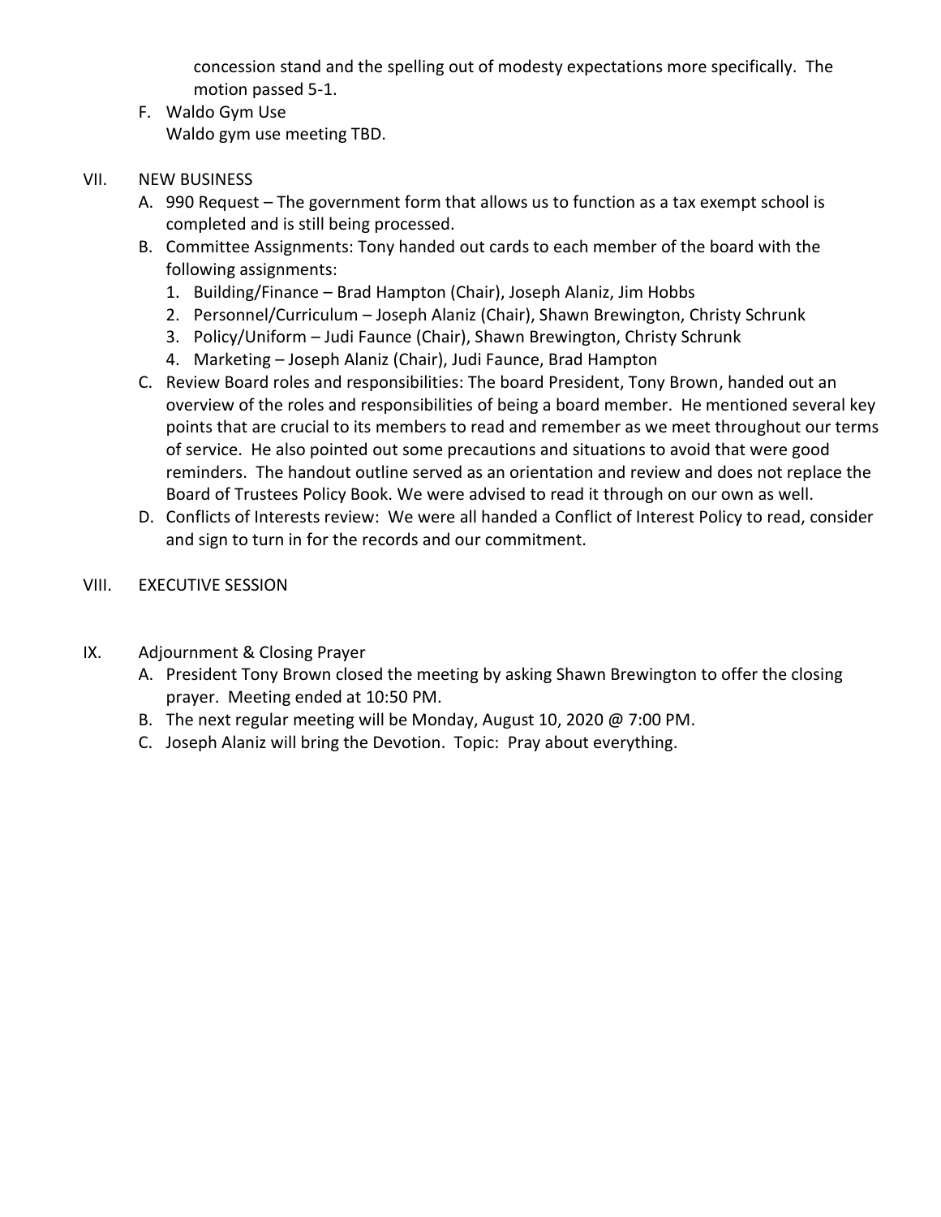concession stand and the spelling out of modesty expectations more specifically. The motion passed 5-1.

F. Waldo Gym Use
   Waldo gym use meeting TBD.

VII. NEW BUSINESS

A. 990 Request – The government form that allows us to function as a tax exempt school is completed and is still being processed.

B. Committee Assignments: Tony handed out cards to each member of the board with the following assignments:
   1. Building/Finance – Brad Hampton (Chair), Joseph Alaniz, Jim Hobbs
   2. Personnel/Curriculum – Joseph Alaniz (Chair), Shawn Brewington, Christy Schrunk
   3. Policy/Uniform – Judi Faunce (Chair), Shawn Brewington, Christy Schrunk
   4. Marketing – Joseph Alaniz (Chair), Judi Faunce, Brad Hampton

C. Review Board roles and responsibilities: The board President, Tony Brown, handed out an overview of the roles and responsibilities of being a board member. He mentioned several key points that are crucial to its members to read and remember as we meet throughout our terms of service. He also pointed out some precautions and situations to avoid that were good reminders. The handout outline served as an orientation and review and does not replace the Board of Trustees Policy Book. We were advised to read it through on our own as well.

D. Conflicts of Interests review: We were all handed a Conflict of Interest Policy to read, consider and sign to turn in for the records and our commitment.

VIII. EXECUTIVE SESSION

IX. Adjournment & Closing Prayer

A. President Tony Brown closed the meeting by asking Shawn Brewington to offer the closing prayer. Meeting ended at 10:50 PM.

B. The next regular meeting will be Monday, August 10, 2020 @ 7:00 PM.

C. Joseph Alaniz will bring the Devotion. Topic: Pray about everything.